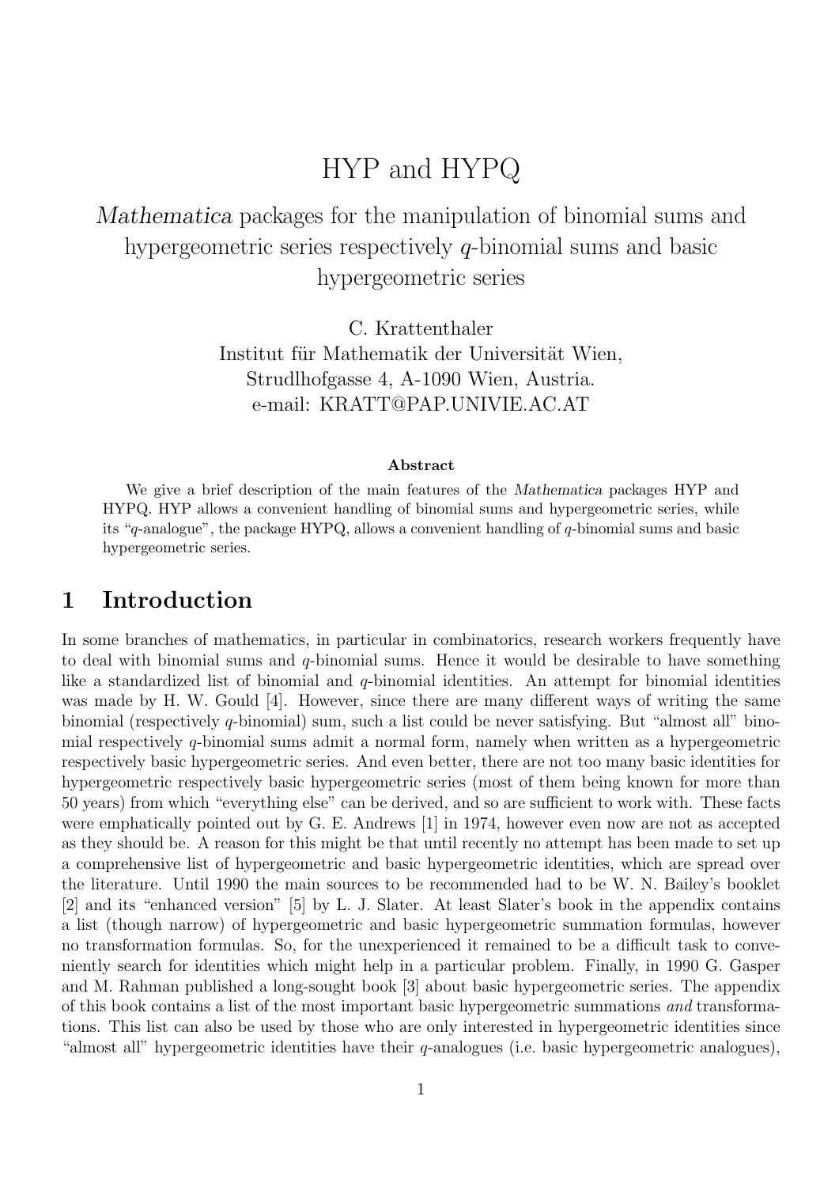# HYP and HYPQ

## *Mathematica* packages for the manipulation of binomial sums and hypergeometric series respectively $q$-binomial sums and basic hypergeometric series

C. Krattenthaler
Institut für Mathematik der Universität Wien,
Strudlhofgasse 4, A-1090 Wien, Austria.
e-mail: KRATT@PAP.UNIVIE.AC.AT

**Abstract**

We give a brief description of the main features of the *Mathematica* packages HYP and HYPQ. HYP allows a convenient handling of binomial sums and hypergeometric series, while its "$q$-analogue", the package HYPQ, allows a convenient handling of $q$-binomial sums and basic hypergeometric series.

## 1 Introduction

In some branches of mathematics, in particular in combinatorics, research workers frequently have to deal with binomial sums and $q$-binomial sums. Hence it would be desirable to have something like a standardized list of binomial and $q$-binomial identities. An attempt for binomial identities was made by H. W. Gould [4]. However, since there are many different ways of writing the same binomial (respectively $q$-binomial) sum, such a list could be never satisfying. But "almost all" binomial respectively $q$-binomial sums admit a normal form, namely when written as a hypergeometric respectively basic hypergeometric series. And even better, there are not too many basic identities for hypergeometric respectively basic hypergeometric series (most of them being known for more than 50 years) from which "everything else" can be derived, and so are sufficient to work with. These facts were emphatically pointed out by G. E. Andrews [1] in 1974, however even now are not as accepted as they should be. A reason for this might be that until recently no attempt has been made to set up a comprehensive list of hypergeometric and basic hypergeometric identities, which are spread over the literature. Until 1990 the main sources to be recommended had to be W. N. Bailey's booklet [2] and its "enhanced version" [5] by L. J. Slater. At least Slater's book in the appendix contains a list (though narrow) of hypergeometric and basic hypergeometric summation formulas, however no transformation formulas. So, for the unexperienced it remained to be a difficult task to conveniently search for identities which might help in a particular problem. Finally, in 1990 G. Gasper and M. Rahman published a long-sought book [3] about basic hypergeometric series. The appendix of this book contains a list of the most important basic hypergeometric summations *and* transformations. This list can also be used by those who are only interested in hypergeometric identities since "almost all" hypergeometric identities have their $q$-analogues (i.e. basic hypergeometric analogues),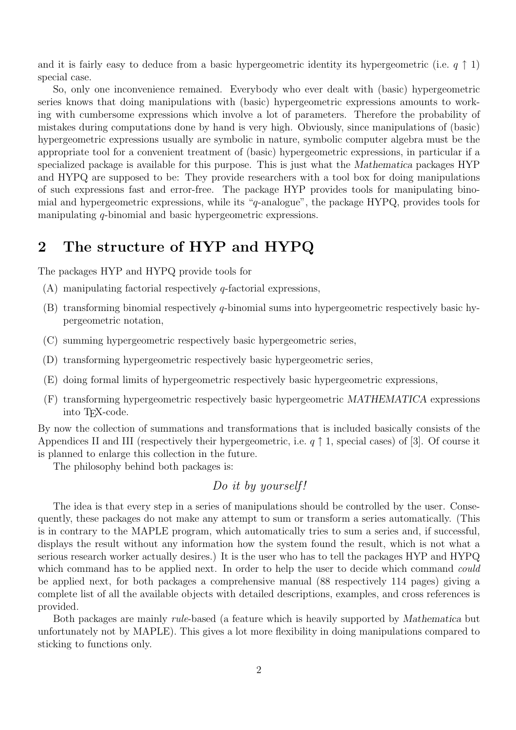and it is fairly easy to deduce from a basic hypergeometric identity its hypergeometric (i.e. $q \uparrow 1$) special case.

So, only one inconvenience remained. Everybody who ever dealt with (basic) hypergeometric series knows that doing manipulations with (basic) hypergeometric expressions amounts to working with cumbersome expressions which involve a lot of parameters. Therefore the probability of mistakes during computations done by hand is very high. Obviously, since manipulations of (basic) hypergeometric expressions usually are symbolic in nature, symbolic computer algebra must be the appropriate tool for a convenient treatment of (basic) hypergeometric expressions, in particular if a specialized package is available for this purpose. This is just what the *Mathematica* packages HYP and HYPQ are supposed to be: They provide researchers with a tool box for doing manipulations of such expressions fast and error-free. The package HYP provides tools for manipulating binomial and hypergeometric expressions, while its "$q$-analogue", the package HYPQ, provides tools for manipulating $q$-binomial and basic hypergeometric expressions.

## 2 The structure of HYP and HYPQ

The packages HYP and HYPQ provide tools for

(A) manipulating factorial respectively $q$-factorial expressions,

(B) transforming binomial respectively $q$-binomial sums into hypergeometric respectively basic hypergeometric notation,

(C) summing hypergeometric respectively basic hypergeometric series,

(D) transforming hypergeometric respectively basic hypergeometric series,

(E) doing formal limits of hypergeometric respectively basic hypergeometric expressions,

(F) transforming hypergeometric respectively basic hypergeometric *MATHEMATICA* expressions into TEX-code.

By now the collection of summations and transformations that is included basically consists of the Appendices II and III (respectively their hypergeometric, i.e. $q \uparrow 1$, special cases) of [3]. Of course it is planned to enlarge this collection in the future.

The philosophy behind both packages is:

*Do it by yourself!*

The idea is that every step in a series of manipulations should be controlled by the user. Consequently, these packages do not make any attempt to sum or transform a series automatically. (This is in contrary to the MAPLE program, which automatically tries to sum a series and, if successful, displays the result without any information how the system found the result, which is not what a serious research worker actually desires.) It is the user who has to tell the packages HYP and HYPQ which command has to be applied next. In order to help the user to decide which command *could* be applied next, for both packages a comprehensive manual (88 respectively 114 pages) giving a complete list of all the available objects with detailed descriptions, examples, and cross references is provided.

Both packages are mainly *rule*-based (a feature which is heavily supported by *Mathematica* but unfortunately not by MAPLE). This gives a lot more flexibility in doing manipulations compared to sticking to functions only.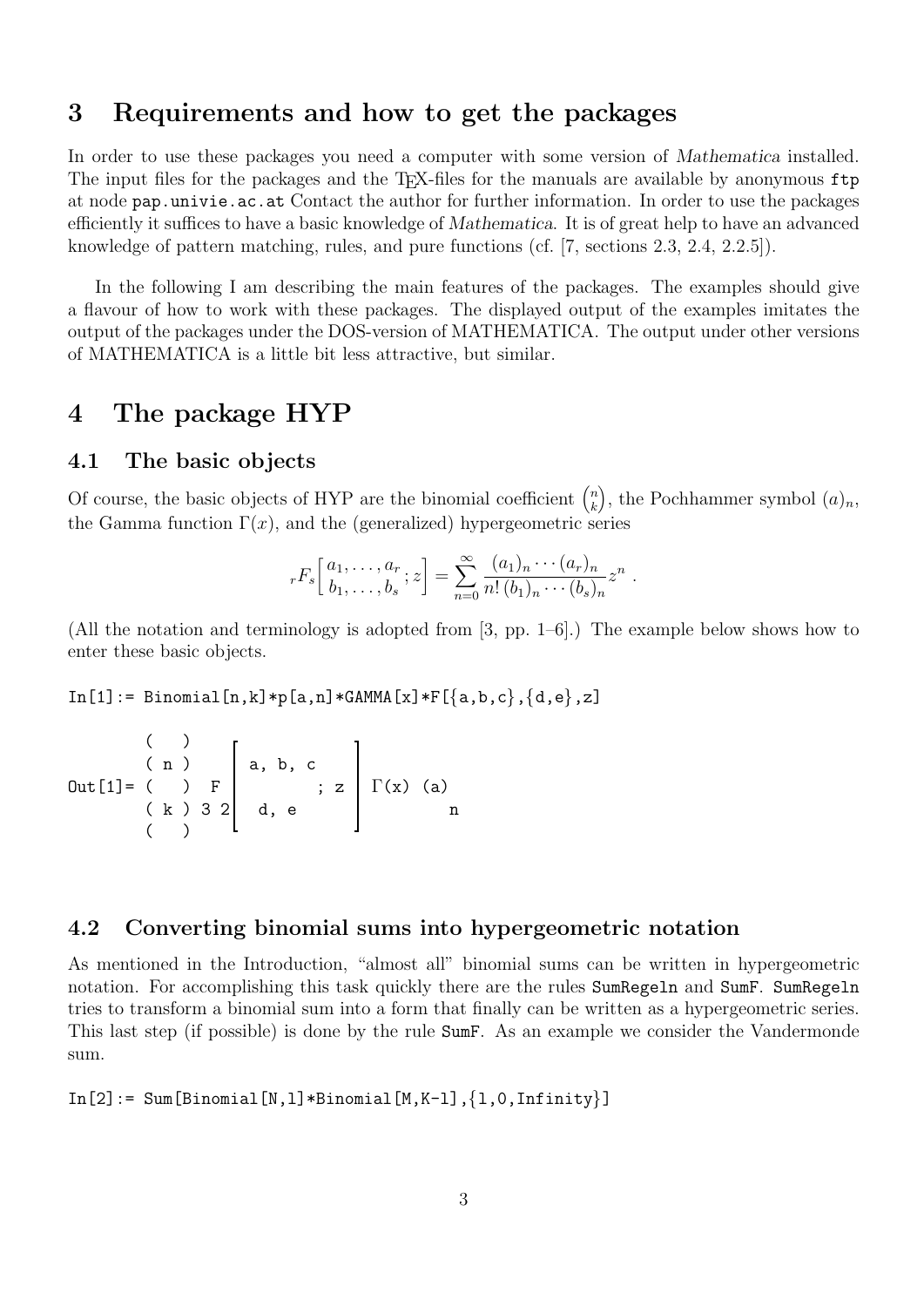## 3 Requirements and how to get the packages

In order to use these packages you need a computer with some version of *Mathematica* installed. The input files for the packages and the TEX-files for the manuals are available by anonymous `ftp` at node `pap.univie.ac.at` Contact the author for further information. In order to use the packages efficiently it suffices to have a basic knowledge of *Mathematica*. It is of great help to have an advanced knowledge of pattern matching, rules, and pure functions (cf. [7, sections 2.3, 2.4, 2.2.5]).

In the following I am describing the main features of the packages. The examples should give a flavour of how to work with these packages. The displayed output of the examples imitates the output of the packages under the DOS-version of MATHEMATICA. The output under other versions of MATHEMATICA is a little bit less attractive, but similar.

## 4 The package HYP

### 4.1 The basic objects

Of course, the basic objects of HYP are the binomial coefficient $\binom{n}{k}$, the Pochhammer symbol $(a)_n$, the Gamma function $\Gamma(x)$, and the (generalized) hypergeometric series

$$ {}_rF_s\left[\begin{matrix} a_1, \ldots, a_r \\ b_1, \ldots, b_s \end{matrix}; z\right] = \sum_{n=0}^{\infty} \frac{(a_1)_n \cdots (a_r)_n}{n!\,(b_1)_n \cdots (b_s)_n} z^n \ . $$

(All the notation and terminology is adopted from [3, pp. 1–6].) The example below shows how to enter these basic objects.

```
In[1]:= Binomial[n,k]*p[a,n]*GAMMA[x]*F[{a,b,c},{d,e},z]

         (   )
         ( n )     ┌ a, b, c        ┐
Out[1]= (   )  F  │                ; z │ Γ(x) (a)
         ( k ) 3 2 │  d, e          │          n
         (   )     └                ┘
```

### 4.2 Converting binomial sums into hypergeometric notation

As mentioned in the Introduction, "almost all" binomial sums can be written in hypergeometric notation. For accomplishing this task quickly there are the rules `SumRegeln` and `SumF`. `SumRegeln` tries to transform a binomial sum into a form that finally can be written as a hypergeometric series. This last step (if possible) is done by the rule `SumF`. As an example we consider the Vandermonde sum.

```
In[2]:= Sum[Binomial[N,l]*Binomial[M,K-l],{l,0,Infinity}]
```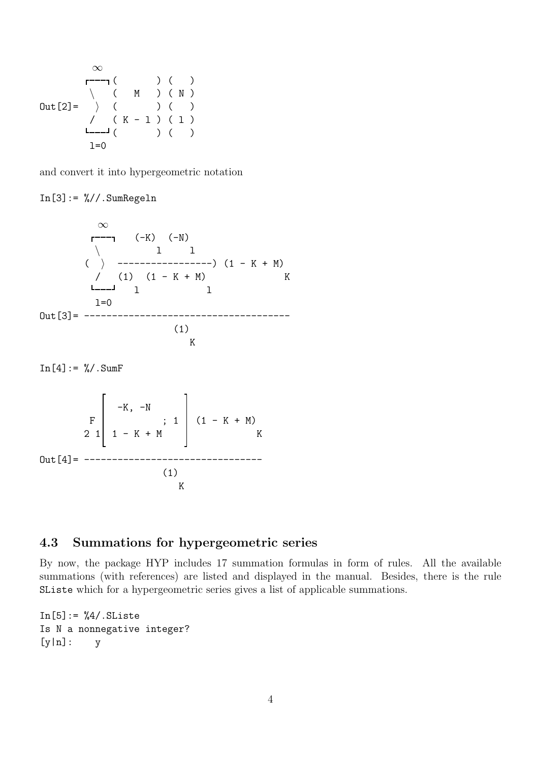$$\text{Out[2]= } \sum_{l=0}^{\infty} \binom{M}{K-l} \binom{N}{l}$$

and convert it into hypergeometric notation

```
In[3]:= %//.SumRegeln
```

$$\text{Out[3]= } \frac{\left( \sum_{l=0}^{\infty} \frac{(-K)_l \, (-N)_l}{(1)_l \, (1-K+M)_l} \right) (1-K+M)_K}{(1)_K}$$

```
In[4]:= %/.SumF
```

$$\text{Out[4]= } \frac{{}_2F_1\left[\begin{matrix} -K, -N \\ 1-K+M \end{matrix} ; 1\right] (1-K+M)_K}{(1)_K}$$

## 4.3 Summations for hypergeometric series

By now, the package HYP includes 17 summation formulas in form of rules. All the available summations (with references) are listed and displayed in the manual. Besides, there is the rule `SListe` which for a hypergeometric series gives a list of applicable summations.

```
In[5]:= %4/.SListe
Is N a nonnegative integer?
[y|n]:    y
```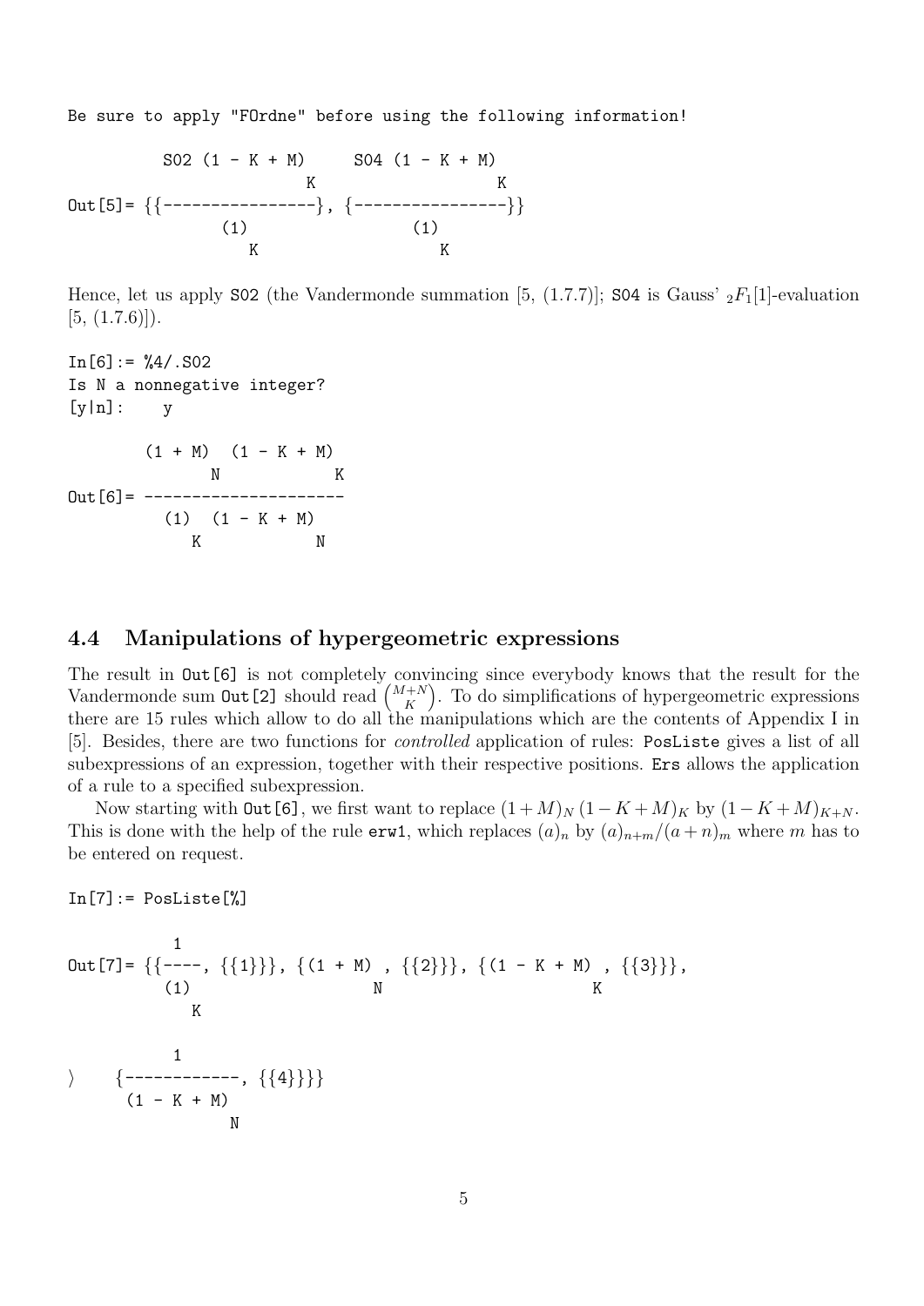```
Be sure to apply "FOrdne" before using the following information!

          S02 (1 - K + M)      S04 (1 - K + M)
                         K                    K
Out[5]= {{----------------}, {----------------}}
                 (1)                  (1)
                    K                    K
```

Hence, let us apply `S02` (the Vandermonde summation [5, (1.7.7)]; `S04` is Gauss' ${}_2F_1[1]$-evaluation [5, (1.7.6)]).

```
In[6]:= %4/.S02
Is N a nonnegative integer?
[y|n]:    y

        (1 + M)  (1 - K + M)
               N            K
Out[6]= ---------------------
          (1)  (1 - K + M)
             K            N
```

## 4.4 Manipulations of hypergeometric expressions

The result in `Out[6]` is not completely convincing since everybody knows that the result for the Vandermonde sum `Out[2]` should read $\binom{M+N}{K}$. To do simplifications of hypergeometric expressions there are 15 rules which allow to do all the manipulations which are the contents of Appendix I in [5]. Besides, there are two functions for *controlled* application of rules: `PosListe` gives a list of all subexpressions of an expression, together with their respective positions. `Ers` allows the application of a rule to a specified subexpression.

Now starting with `Out[6]`, we first want to replace $(1+M)_N\,(1-K+M)_K$ by $(1-K+M)_{K+N}$. This is done with the help of the rule `erw1`, which replaces $(a)_n$ by $(a)_{n+m}/(a+n)_m$ where $m$ has to be entered on request.

```
In[7]:= PosListe[%]

            1
Out[7]= {{----, {{1}}}, {(1 + M) , {{2}}}, {(1 - K + M) , {{3}}},
          (1)                    N                       K
             K

           1
>     {------------, {{4}}}}
       (1 - K + M)
                  N
```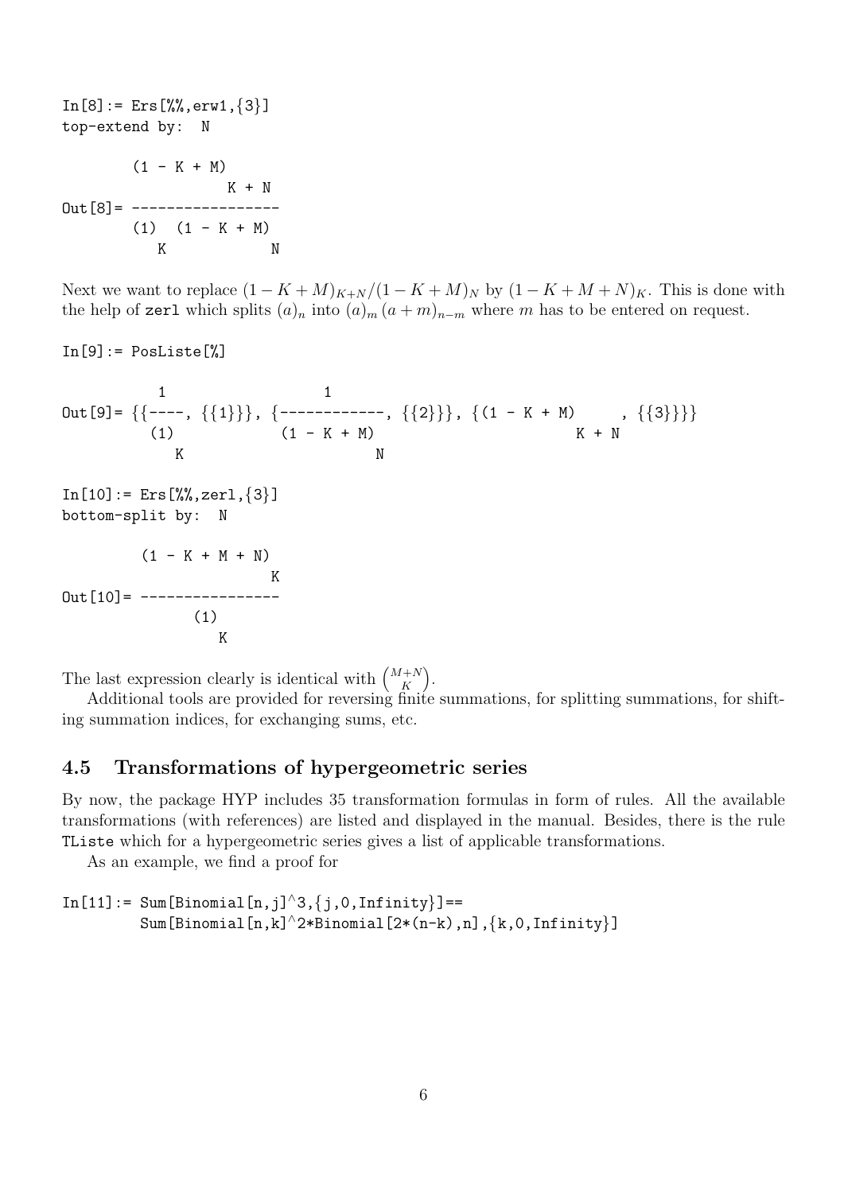```
In[8]:= Ers[%%,erw1,{3}]
top-extend by:  N

        (1 - K + M)
                   K + N
Out[8]= -----------------
        (1)  (1 - K + M)
           K            N
```

Next we want to replace $(1-K+M)_{K+N}/(1-K+M)_N$ by $(1-K+M+N)_K$. This is done with the help of `zerl` which splits $(a)_n$ into $(a)_m\,(a+m)_{n-m}$ where $m$ has to be entered on request.

```
In[9]:= PosListe[%]

            1                    1
Out[9]= {{----, {{1}}}, {------------, {{2}}}, {(1 - K + M)      , {{3}}}}
          (1)             (1 - K + M)                       K + N
             K                       N

In[10]:= Ers[%%,zerl,{3}]
bottom-split by:  N

         (1 - K + M + N)
                        K
Out[10]= ----------------
               (1)
                  K
```

The last expression clearly is identical with $\binom{M+N}{K}$.

Additional tools are provided for reversing finite summations, for splitting summations, for shifting summation indices, for exchanging sums, etc.

### 4.5 Transformations of hypergeometric series

By now, the package HYP includes 35 transformation formulas in form of rules. All the available transformations (with references) are listed and displayed in the manual. Besides, there is the rule `TListe` which for a hypergeometric series gives a list of applicable transformations.

As an example, we find a proof for

```
In[11]:= Sum[Binomial[n,j]^3,{j,0,Infinity}]==
         Sum[Binomial[n,k]^2*Binomial[2*(n-k),n],{k,0,Infinity}]
```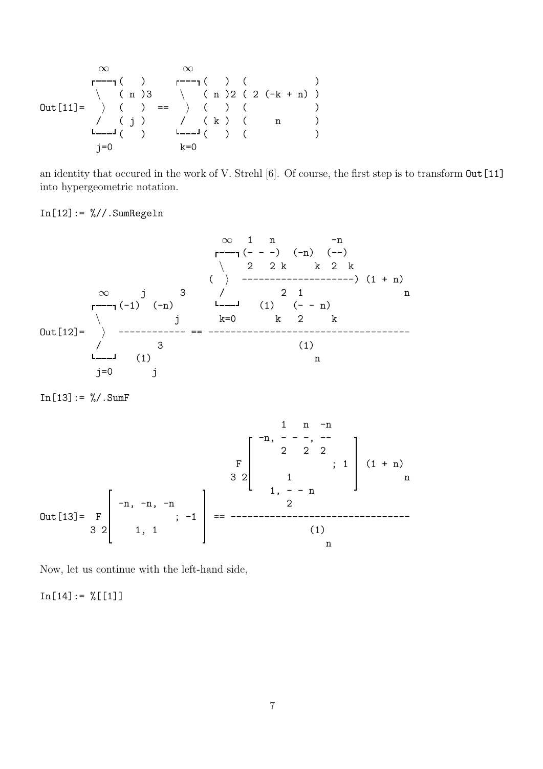$$\text{Out[11]=} \quad \sum_{j=0}^{\infty} \binom{n}{j}^3 == \sum_{k=0}^{\infty} \binom{n}{k}^2 \binom{2(-k+n)}{n}$$

an identity that occured in the work of V. Strehl [6]. Of course, the first step is to transform `Out[11]` into hypergeometric notation.

```
In[12]:= %//.SumRegeln
```

$$\text{Out[12]=} \quad \sum_{j=0}^{\infty} \frac{(-1)^j \left((-n)_j\right)^3}{\left((1)_j\right)^3} == \frac{\left(\sum_{k=0}^{\infty} \frac{\left(-\frac{1}{2} - \frac{n}{2}\right)_k (-n)_k \left(\frac{-n}{2}\right)_k 2^k}{(1)_k \left(\frac{1}{2} - n\right)_k}\right) (1+n)_n}{(1)_n}$$

```
In[13]:= %/.SumF
```

$$\text{Out[13]=} \quad {}_3F_2\left[\begin{matrix} -n,\, -n,\, -n \\ 1,\, 1 \end{matrix} ; -1\right] == \frac{{}_3F_2\left[\begin{matrix} -n,\, -\frac{1}{2} - \frac{n}{2},\, \frac{-n}{2} \\ 1,\, \frac{1}{2} - n \end{matrix} ; 1\right] (1+n)_n}{(1)_n}$$

Now, let us continue with the left-hand side,

```
In[14]:= %[[1]]
```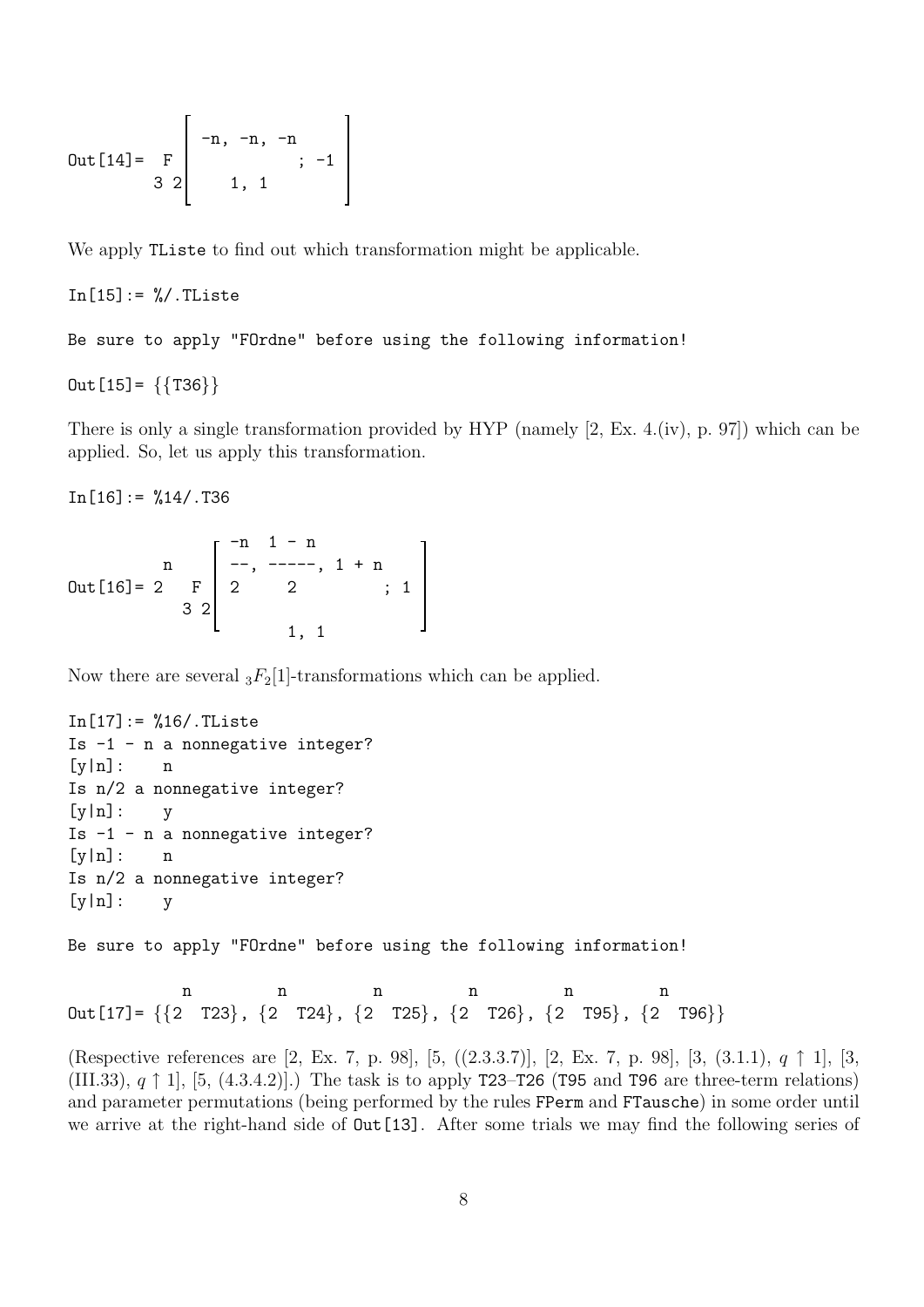```
Out[14]=  F   [ -n, -n, -n      ]
         3 2  [            ; -1 ]
              [    1, 1         ]
```

We apply TListe to find out which transformation might be applicable.

```
In[15]:= %/.TListe

Be sure to apply "FOrdne" before using the following information!

Out[15]= {{T36}}
```

There is only a single transformation provided by HYP (namely [2, Ex. 4.(iv), p. 97]) which can be applied. So, let us apply this transformation.

```
In[16]:= %14/.T36

               [ -n  1 - n             ]
           n   [ --, -----, 1 + n      ]
Out[16]= 2   F [ 2     2           ; 1 ]
            3 2[                       ]
               [        1, 1           ]
```

Now there are several ${}_3F_2[1]$-transformations which can be applied.

```
In[17]:= %16/.TListe
Is -1 - n a nonnegative integer?
[y|n]:    n
Is n/2 a nonnegative integer?
[y|n]:    y
Is -1 - n a nonnegative integer?
[y|n]:    n
Is n/2 a nonnegative integer?
[y|n]:    y

Be sure to apply "FOrdne" before using the following information!

             n          n          n          n          n          n
Out[17]= {{2  T23}, {2  T24}, {2  T25}, {2  T26}, {2  T95}, {2  T96}}
```

(Respective references are [2, Ex. 7, p. 98], [5, ((2.3.3.7)], [2, Ex. 7, p. 98], [3, (3.1.1), $q \uparrow 1$], [3, (III.33), $q \uparrow 1$], [5, (4.3.4.2)].) The task is to apply T23–T26 (T95 and T96 are three-term relations) and parameter permutations (being performed by the rules FPerm and FTausche) in some order until we arrive at the right-hand side of Out[13]. After some trials we may find the following series of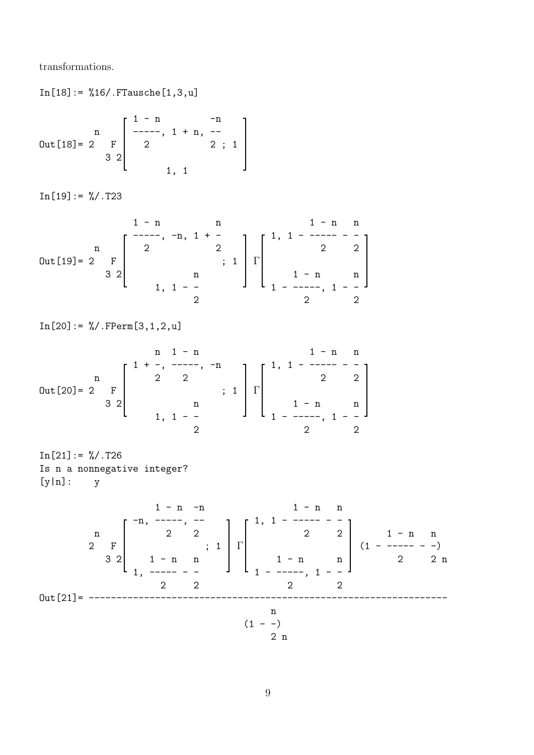transformations.

```
In[18]:= %16/.FTausche[1,3,u]
```

$$\text{Out[18]}= 2^n\, {}_3F_2\left[\begin{matrix}\frac{1-n}{2},\ 1+n,\ \frac{-n}{2}\\ 1,\ 1\end{matrix};1\right]$$

```
In[19]:= %/.T23
```

$$\text{Out[19]}= 2^n\, {}_3F_2\left[\begin{matrix}\frac{1-n}{2},\ -n,\ 1+\frac{n}{2}\\ 1,\ 1-\frac{n}{2}\end{matrix};1\right]\Gamma\left[\begin{matrix}1,\ 1-\frac{1-n}{2}-\frac{n}{2}\\ 1-\frac{1-n}{2},\ 1-\frac{n}{2}\end{matrix}\right]$$

```
In[20]:= %/.FPerm[3,1,2,u]
```

$$\text{Out[20]}= 2^n\, {}_3F_2\left[\begin{matrix}1+\frac{n}{2},\ \frac{1-n}{2},\ -n\\ 1,\ 1-\frac{n}{2}\end{matrix};1\right]\Gamma\left[\begin{matrix}1,\ 1-\frac{1-n}{2}-\frac{n}{2}\\ 1-\frac{1-n}{2},\ 1-\frac{n}{2}\end{matrix}\right]$$

```
In[21]:= %/.T26
Is n a nonnegative integer?
[y|n]:    y
```

$$\text{Out[21]}= \frac{2^n\, {}_3F_2\left[\begin{matrix}-n,\ \frac{1-n}{2},\ \frac{-n}{2}\\ 1,\ \frac{1-n}{2}-\frac{n}{2}\end{matrix};1\right]\Gamma\left[\begin{matrix}1,\ 1-\frac{1-n}{2}-\frac{n}{2}\\ 1-\frac{1-n}{2},\ 1-\frac{n}{2}\end{matrix}\right]\left(1-\frac{1-n}{2}-\frac{n}{2}\right)_n}{\left(1-\frac{n}{2}\right)_n}$$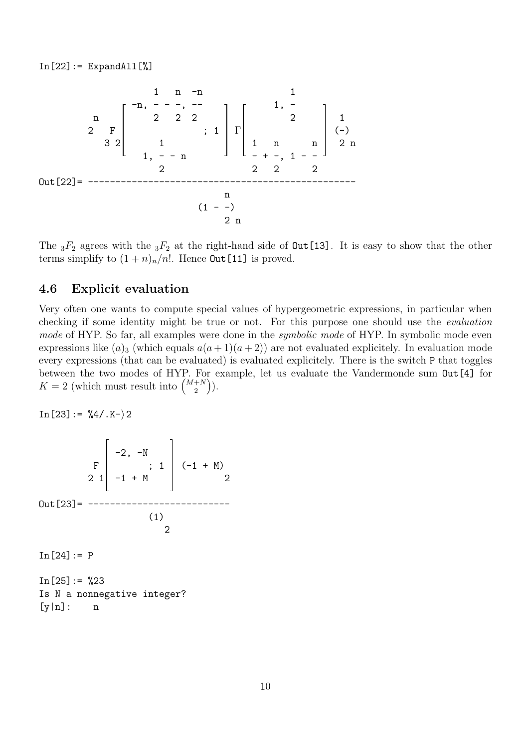```
In[22]:= ExpandAll[%]

                    1   n  -n                        1
              -n, - - -, --                       1, -
     n               2   2  2                        2           1
    2   F                          ; 1   Γ                      (-)
       3 2           1                    1   n        n        2 n
                1, - - n                  - + -, 1 - -
                     2                    2   2      2
Out[22]= ------------------------------------------------
                                      n
                                 (1 - -)
                                      2 n
```

The $_3F_2$ agrees with the $_3F_2$ at the right-hand side of `Out[13]`. It is easy to show that the other terms simplify to $(1+n)_n/n!$. Hence `Out[11]` is proved.

## 4.6 Explicit evaluation

Very often one wants to compute special values of hypergeometric expressions, in particular when checking if some identity might be true or not. For this purpose one should use the *evaluation mode* of HYP. So far, all examples were done in the *symbolic mode* of HYP. In symbolic mode even expressions like $(a)_3$ (which equals $a(a+1)(a+2)$) are not evaluated explicitely. In evaluation mode every expressions (that can be evaluated) is evaluated explicitely. There is the switch `P` that toggles between the two modes of HYP. For example, let us evaluate the Vandermonde sum `Out[4]` for $K=2$ (which must result into $\binom{M+N}{2}$).

```
In[23]:= %4/.K->2

           [ -2, -N       ]
          F[        ; 1   ]  (-1 + M)
         2 1[ -1 + M      ]          2
Out[23]= --------------------------
                     (1)
                        2

In[24]:= P

In[25]:= %23
Is N a nonnegative integer?
[y|n]:    n
```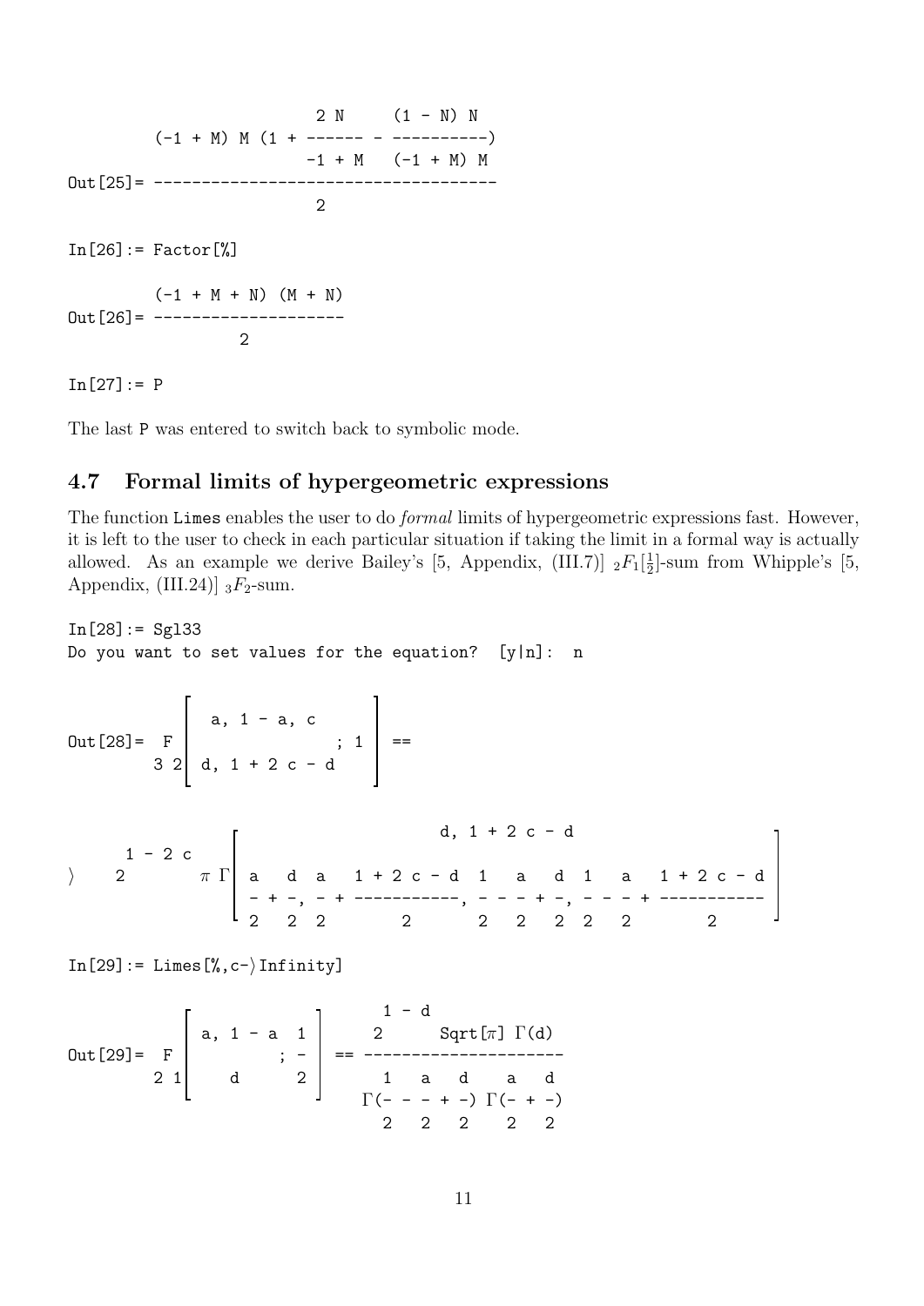```
                          2 N      (1 - N) N
          (-1 + M) M (1 + ------ - ----------)
                          -1 + M   (-1 + M) M
Out[25]= ------------------------------------
                            2

In[26]:= Factor[%]

          (-1 + M + N) (M + N)
Out[26]= --------------------
                  2

In[27]:= P
```

The last `P` was entered to switch back to symbolic mode.

## 4.7 Formal limits of hypergeometric expressions

The function `Limes` enables the user to do *formal* limits of hypergeometric expressions fast. However, it is left to the user to check in each particular situation if taking the limit in a formal way is actually allowed. As an example we derive Bailey's [5, Appendix, (III.7)] ${}_2F_1[\frac{1}{2}]$-sum from Whipple's [5, Appendix, (III.24)] ${}_3F_2$-sum.

```
In[28]:= Sgl33
Do you want to set values for the equation?  [y|n]:  n
```

$$\text{Out[28]= } {}_3F_2\left[\begin{matrix} a,\ 1-a,\ c \\ d,\ 1+2c-d \end{matrix};1\right] ==$$

$$\rangle \quad 2^{1-2c}\ \pi\ \Gamma\left[\begin{matrix} d,\ 1+2c-d \\ \frac{a}{2}+\frac{d}{2},\ \frac{a}{2}+\frac{1+2c-d}{2},\ \frac{1}{2}-\frac{a}{2}+\frac{d}{2},\ \frac{1}{2}-\frac{a}{2}+\frac{1+2c-d}{2} \end{matrix}\right]$$

```
In[29]:= Limes[%,c->Infinity]
```

$$\text{Out[29]= } {}_2F_1\left[\begin{matrix} a,\ 1-a \\ d \end{matrix};\frac{1}{2}\right] == \frac{2^{1-d}\ \text{Sqrt}[\pi]\ \Gamma(d)}{\Gamma(\frac{1}{2}-\frac{a}{2}+\frac{d}{2})\ \Gamma(\frac{a}{2}+\frac{d}{2})}$$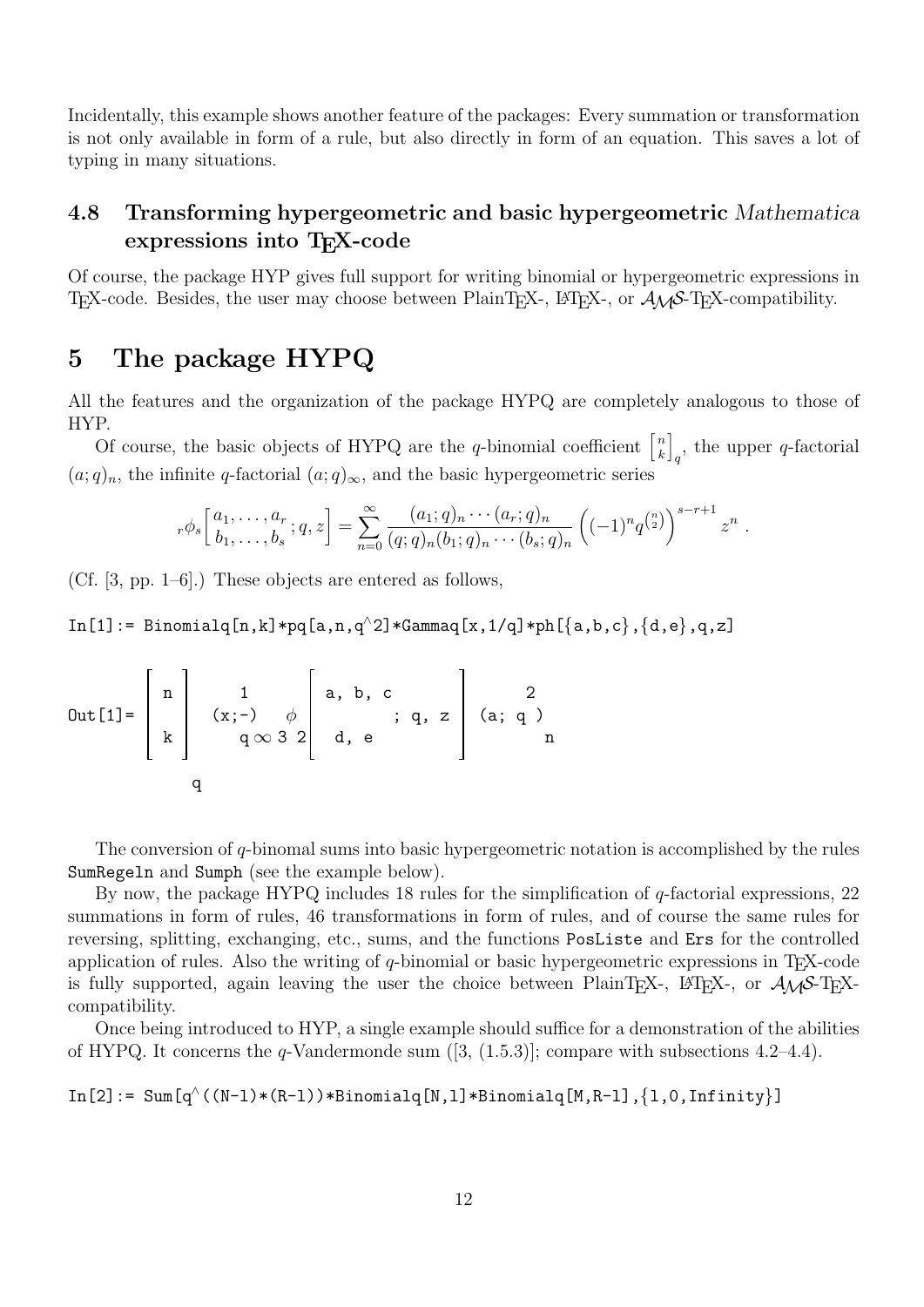Incidentally, this example shows another feature of the packages: Every summation or transformation is not only available in form of a rule, but also directly in form of an equation. This saves a lot of typing in many situations.

### 4.8 Transforming hypergeometric and basic hypergeometric *Mathematica* expressions into TEX-code

Of course, the package HYP gives full support for writing binomial or hypergeometric expressions in TEX-code. Besides, the user may choose between PlainTEX-, LATEX-, or AMS-TEX-compatibility.

## 5 The package HYPQ

All the features and the organization of the package HYPQ are completely analogous to those of HYP.

Of course, the basic objects of HYPQ are the $q$-binomial coefficient $\begin{bmatrix} n \\ k \end{bmatrix}_q$, the upper $q$-factorial $(a;q)_n$, the infinite $q$-factorial $(a;q)_\infty$, and the basic hypergeometric series

$$
{}_r\phi_s\left[\begin{matrix} a_1,\ldots,a_r \\ b_1,\ldots,b_s \end{matrix};q,z\right] = \sum_{n=0}^{\infty} \frac{(a_1;q)_n \cdots (a_r;q)_n}{(q;q)_n (b_1;q)_n \cdots (b_s;q)_n} \left((-1)^n q^{\binom{n}{2}}\right)^{s-r+1} z^n .
$$

(Cf. [3, pp. 1–6].) These objects are entered as follows,

```
In[1]:= Binomialq[n,k]*pq[a,n,q^2]*Gammaq[x,1/q]*ph[{a,b,c},{d,e},q,z]
```

```
        [ n ]     1          [ a, b, c          ]        2
Out[1]= [   ]   (x;-)    φ   [          ; q, z  ]  (a; q )
        [ k ]     q∞ 3 2     [  d, e            ]         n
        
             q
```

The conversion of $q$-binomal sums into basic hypergeometric notation is accomplished by the rules `SumRegeln` and `Sumph` (see the example below).

By now, the package HYPQ includes 18 rules for the simplification of $q$-factorial expressions, 22 summations in form of rules, 46 transformations in form of rules, and of course the same rules for reversing, splitting, exchanging, etc., sums, and the functions `PosListe` and `Ers` for the controlled application of rules. Also the writing of $q$-binomial or basic hypergeometric expressions in TEX-code is fully supported, again leaving the user the choice between PlainTEX-, LATEX-, or AMS-TEX-compatibility.

Once being introduced to HYP, a single example should suffice for a demonstration of the abilities of HYPQ. It concerns the $q$-Vandermonde sum ([3, (1.5.3)]; compare with subsections 4.2–4.4).

```
In[2]:= Sum[q^((N-l)*(R-l))*Binomialq[N,l]*Binomialq[M,R-l],{l,0,Infinity}]
```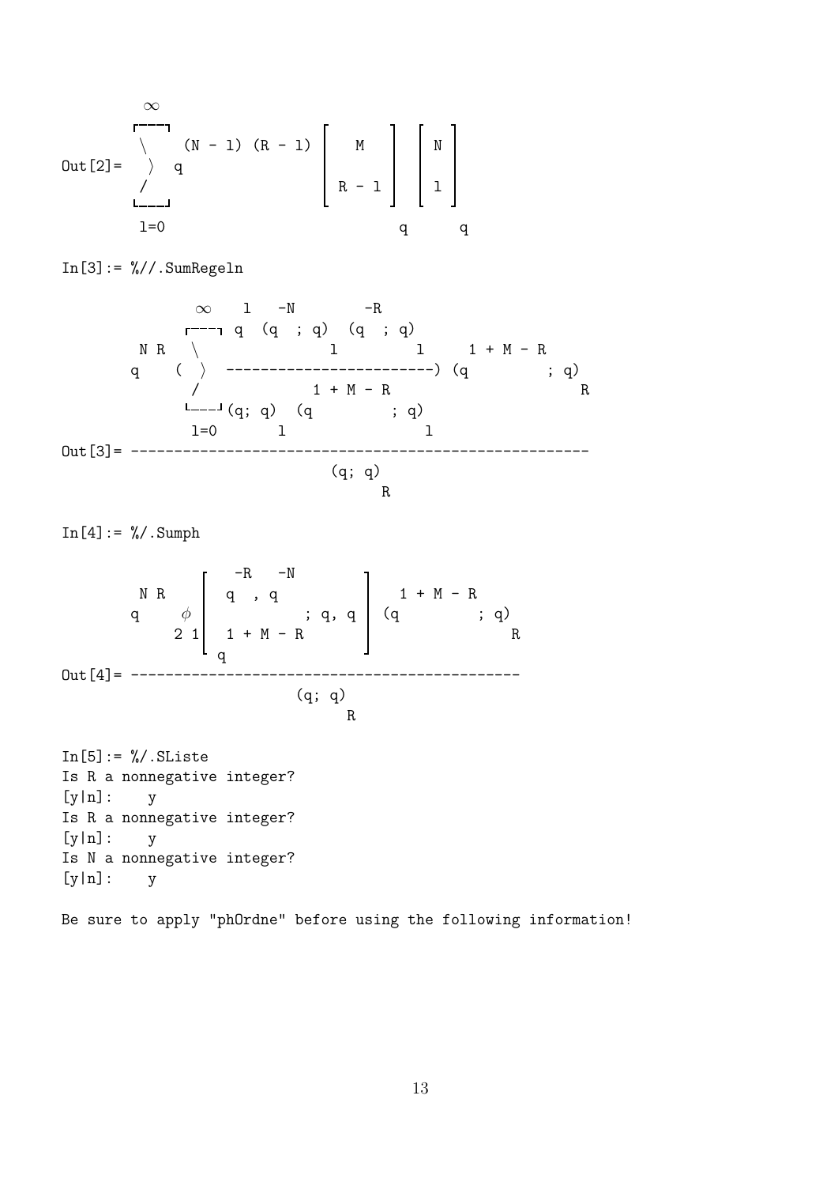$$\text{Out[2]= } \sum_{l=0}^{\infty} q^{(N-l)(R-l)} \begin{bmatrix} M \\ R-l \end{bmatrix}_q \begin{bmatrix} N \\ l \end{bmatrix}_q$$

```
In[3]:= %//.SumRegeln
```

$$\text{Out[3]= } \frac{q^{N R} \left( \sum_{l=0}^{\infty} \frac{q^{l} (q^{-N}; q)_l (q^{-R}; q)_l}{(q; q)_l (q^{1+M-R}; q)_l} \right) (q^{1+M-R}; q)_R}{(q; q)_R}$$

```
In[4]:= %/.Sumph
```

$$\text{Out[4]= } \frac{q^{N R} \, {}_2\phi_1 \left[ \begin{matrix} q^{-R}, q^{-N} \\ q^{1+M-R} \end{matrix} ; q, q \right] (q^{1+M-R}; q)_R}{(q; q)_R}$$

```
In[5]:= %/.SListe
Is R a nonnegative integer?
[y|n]:    y
Is R a nonnegative integer?
[y|n]:    y
Is N a nonnegative integer?
[y|n]:    y

Be sure to apply "phOrdne" before using the following information!
```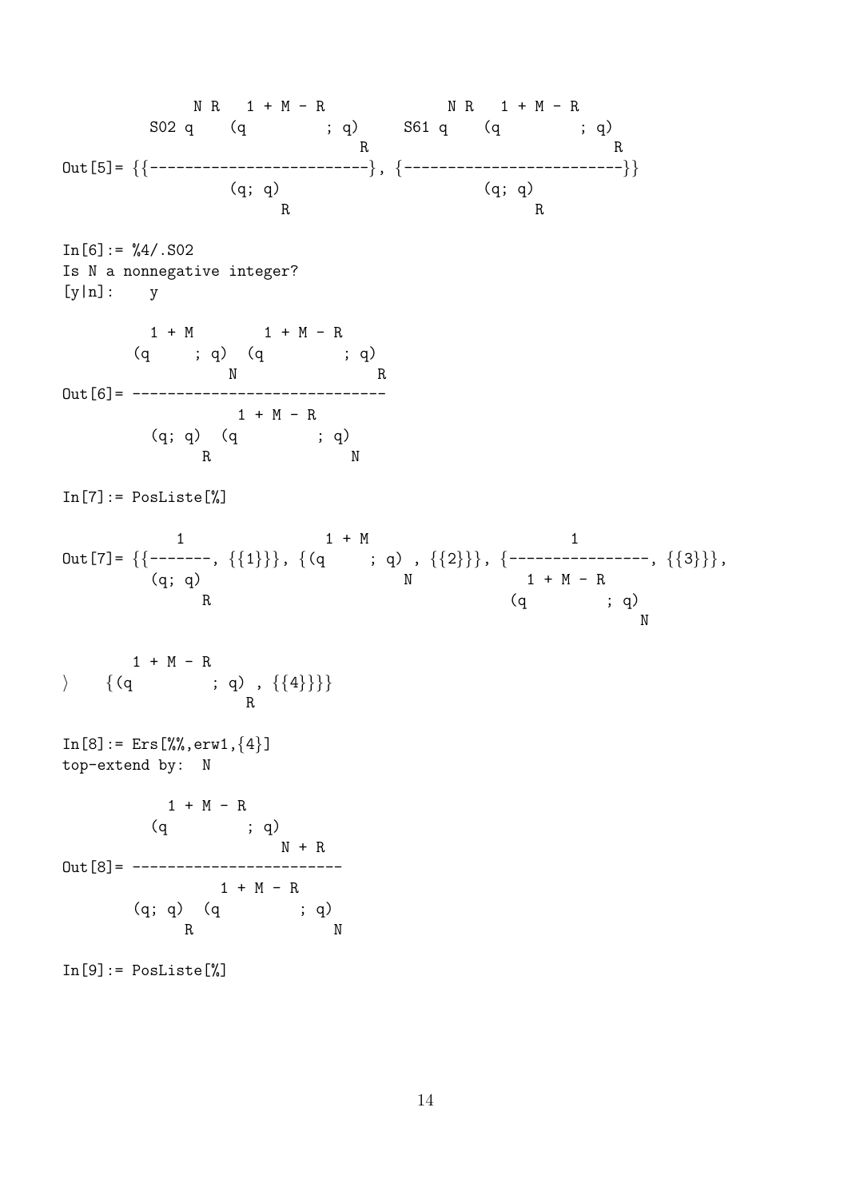```
              N R   1 + M - R               N R   1 + M - R
         S02 q    (q          ; q)     S61 q    (q          ; q)
                                 R                            R
Out[5]= {{-------------------------}, {-------------------------}}
                 (q; q)                          (q; q)
                      R                               R

In[6]:= %4/.S02
Is N a nonnegative integer?
[y|n]:    y

         1 + M        1 + M - R
       (q     ; q)  (q          ; q)
                 N                R
Out[6]= -----------------------------
                    1 + M - R
         (q; q)  (q          ; q)
              R                 N

In[7]:= PosListe[%]

           1                 1 + M                         1
Out[7]= {{-------, {{1}}}, {(q     ; q) , {{2}}}, {----------------, {{3}}},
         (q; q)                        N              1 + M - R
              R                                     (q          ; q)
                                                                   N

       1 + M - R
>    {(q          ; q) , {{4}}}}
                     R

In[8]:= Ers[%%,erw1,{4}]
top-extend by:  N

          1 + M - R
        (q          ; q)
                       N + R
Out[8]= ------------------------
                 1 + M - R
       (q; q)  (q          ; q)
            R                 N

In[9]:= PosListe[%]
```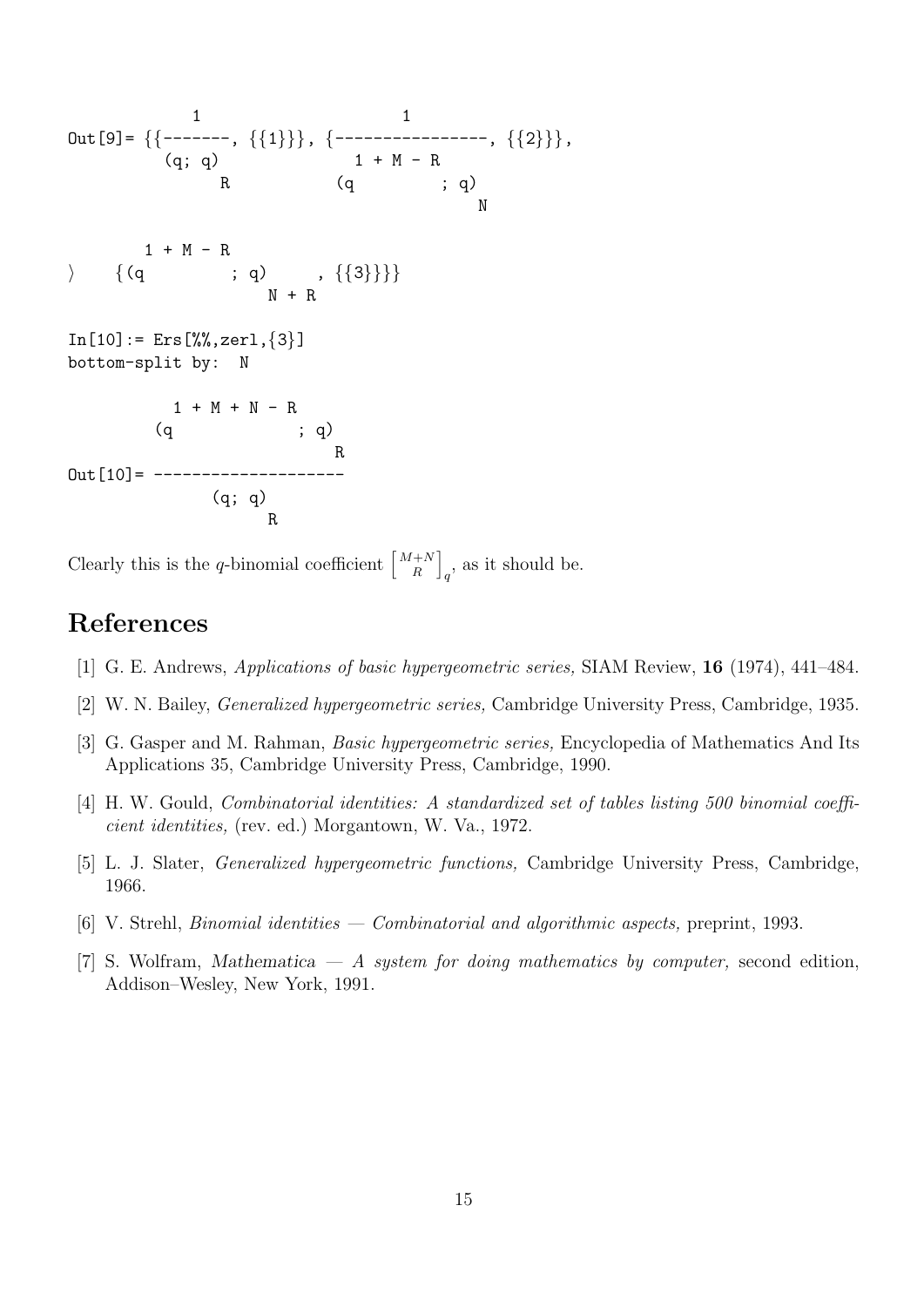```
             1                           1
Out[9]= {{-------, {{1}}}, {----------------, {{2}}},
          (q; q)                1 + M - R
               R              (q         ; q)
                                            N

        1 + M - R
>    {(q         ; q)     , {{3}}}}
                     N + R

In[10]:= Ers[%%,zerl,{3}]
bottom-split by:  N

            1 + M + N - R
          (q             ; q)
                            R
Out[10]= --------------------
               (q; q)
                    R
```

Clearly this is the $q$-binomial coefficient $\left[ {M+N \atop R} \right]_q$, as it should be.

# References

[1] G. E. Andrews, *Applications of basic hypergeometric series,* SIAM Review, **16** (1974), 441–484.

[2] W. N. Bailey, *Generalized hypergeometric series,* Cambridge University Press, Cambridge, 1935.

[3] G. Gasper and M. Rahman, *Basic hypergeometric series,* Encyclopedia of Mathematics And Its Applications 35, Cambridge University Press, Cambridge, 1990.

[4] H. W. Gould, *Combinatorial identities: A standardized set of tables listing 500 binomial coefficient identities,* (rev. ed.) Morgantown, W. Va., 1972.

[5] L. J. Slater, *Generalized hypergeometric functions,* Cambridge University Press, Cambridge, 1966.

[6] V. Strehl, *Binomial identities — Combinatorial and algorithmic aspects,* preprint, 1993.

[7] S. Wolfram, Mathematica *— A system for doing mathematics by computer,* second edition, Addison–Wesley, New York, 1991.